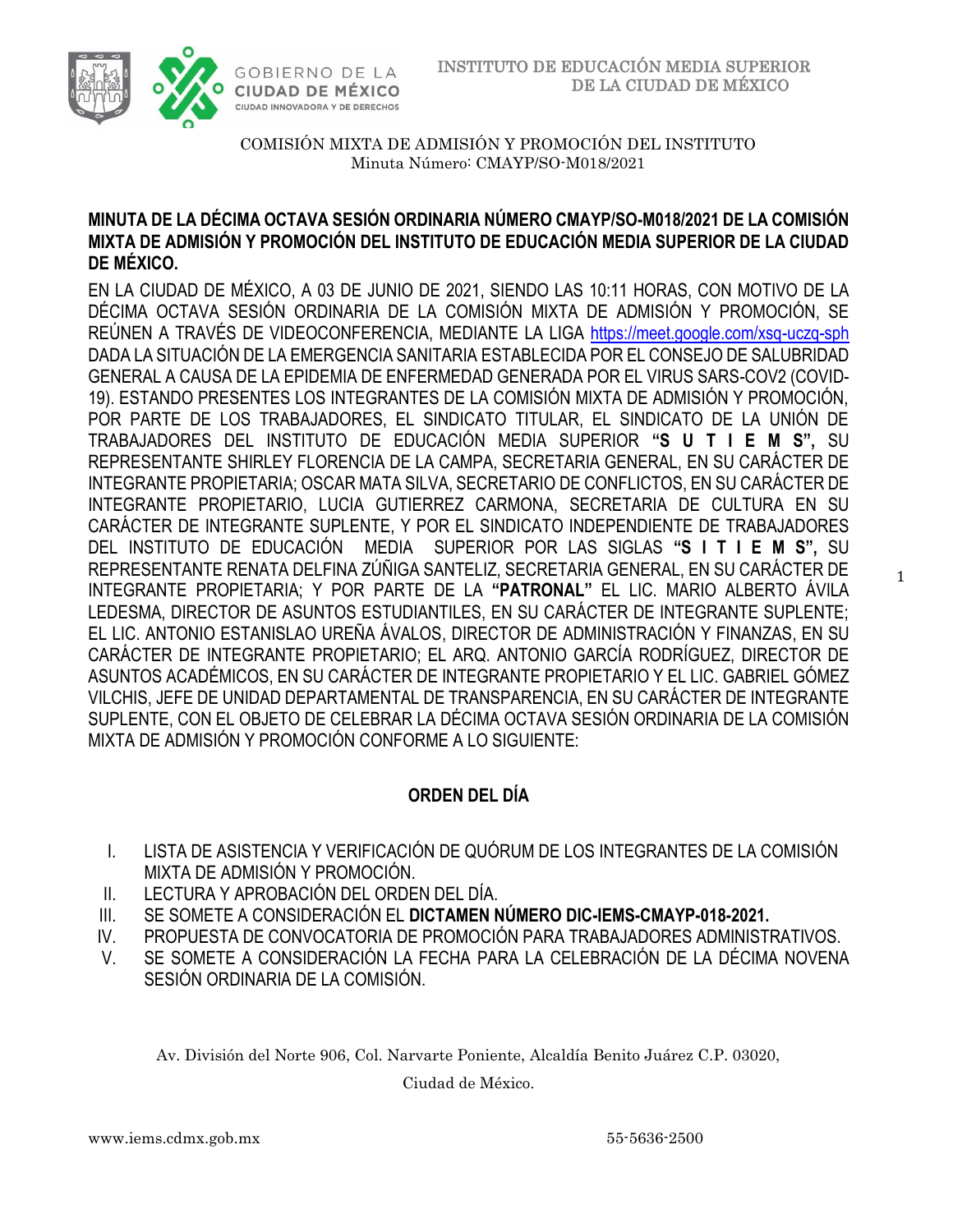INSTITUTO DE EDUCACIÓN MEDIA SUPERIOR DE LA CIUDAD DE MÉXICO

COMISIÓN MIXTA DE ADMISIÓN Y PROMOCIÓN DEL INSTITUTO
Minuta Número: CMAYP/SO-M018/2021

**MINUTA DE LA DÉCIMA OCTAVA SESIÓN ORDINARIA NÚMERO CMAYP/SO-M018/2021 DE LA COMISIÓN MIXTA DE ADMISIÓN Y PROMOCIÓN DEL INSTITUTO DE EDUCACIÓN MEDIA SUPERIOR DE LA CIUDAD DE MÉXICO.**

EN LA CIUDAD DE MÉXICO, A 03 DE JUNIO DE 2021, SIENDO LAS 10:11 HORAS, CON MOTIVO DE LA DÉCIMA OCTAVA SESIÓN ORDINARIA DE LA COMISIÓN MIXTA DE ADMISIÓN Y PROMOCIÓN, SE REÚNEN A TRAVÉS DE VIDEOCONFERENCIA, MEDIANTE LA LIGA https://meet.google.com/xsq-uczq-sph DADA LA SITUACIÓN DE LA EMERGENCIA SANITARIA ESTABLECIDA POR EL CONSEJO DE SALUBRIDAD GENERAL A CAUSA DE LA EPIDEMIA DE ENFERMEDAD GENERADA POR EL VIRUS SARS-COV2 (COVID-19). ESTANDO PRESENTES LOS INTEGRANTES DE LA COMISIÓN MIXTA DE ADMISIÓN Y PROMOCIÓN, POR PARTE DE LOS TRABAJADORES, EL SINDICATO TITULAR, EL SINDICATO DE LA UNIÓN DE TRABAJADORES DEL INSTITUTO DE EDUCACIÓN MEDIA SUPERIOR **"S U T I E M S",** SU REPRESENTANTE SHIRLEY FLORENCIA DE LA CAMPA, SECRETARIA GENERAL, EN SU CARÁCTER DE INTEGRANTE PROPIETARIA; OSCAR MATA SILVA, SECRETARIO DE CONFLICTOS, EN SU CARÁCTER DE INTEGRANTE PROPIETARIO, LUCIA GUTIERREZ CARMONA, SECRETARIA DE CULTURA EN SU CARÁCTER DE INTEGRANTE SUPLENTE, Y POR EL SINDICATO INDEPENDIENTE DE TRABAJADORES DEL INSTITUTO DE EDUCACIÓN MEDIA SUPERIOR POR LAS SIGLAS **"S I T I E M S",** SU REPRESENTANTE RENATA DELFINA ZÚÑIGA SANTELIZ, SECRETARIA GENERAL, EN SU CARÁCTER DE INTEGRANTE PROPIETARIA; Y POR PARTE DE LA **"PATRONAL"** EL LIC. MARIO ALBERTO ÁVILA LEDESMA, DIRECTOR DE ASUNTOS ESTUDIANTILES, EN SU CARÁCTER DE INTEGRANTE SUPLENTE; EL LIC. ANTONIO ESTANISLAO UREÑA ÁVALOS, DIRECTOR DE ADMINISTRACIÓN Y FINANZAS, EN SU CARÁCTER DE INTEGRANTE PROPIETARIO; EL ARQ. ANTONIO GARCÍA RODRÍGUEZ, DIRECTOR DE ASUNTOS ACADÉMICOS, EN SU CARÁCTER DE INTEGRANTE PROPIETARIO Y EL LIC. GABRIEL GÓMEZ VILCHIS, JEFE DE UNIDAD DEPARTAMENTAL DE TRANSPARENCIA, EN SU CARÁCTER DE INTEGRANTE SUPLENTE, CON EL OBJETO DE CELEBRAR LA DÉCIMA OCTAVA SESIÓN ORDINARIA DE LA COMISIÓN MIXTA DE ADMISIÓN Y PROMOCIÓN CONFORME A LO SIGUIENTE:

## ORDEN DEL DÍA

I. LISTA DE ASISTENCIA Y VERIFICACIÓN DE QUÓRUM DE LOS INTEGRANTES DE LA COMISIÓN MIXTA DE ADMISIÓN Y PROMOCIÓN.
II. LECTURA Y APROBACIÓN DEL ORDEN DEL DÍA.
III. SE SOMETE A CONSIDERACIÓN EL **DICTAMEN NÚMERO DIC-IEMS-CMAYP-018-2021.**
IV. PROPUESTA DE CONVOCATORIA DE PROMOCIÓN PARA TRABAJADORES ADMINISTRATIVOS.
V. SE SOMETE A CONSIDERACIÓN LA FECHA PARA LA CELEBRACIÓN DE LA DÉCIMA NOVENA SESIÓN ORDINARIA DE LA COMISIÓN.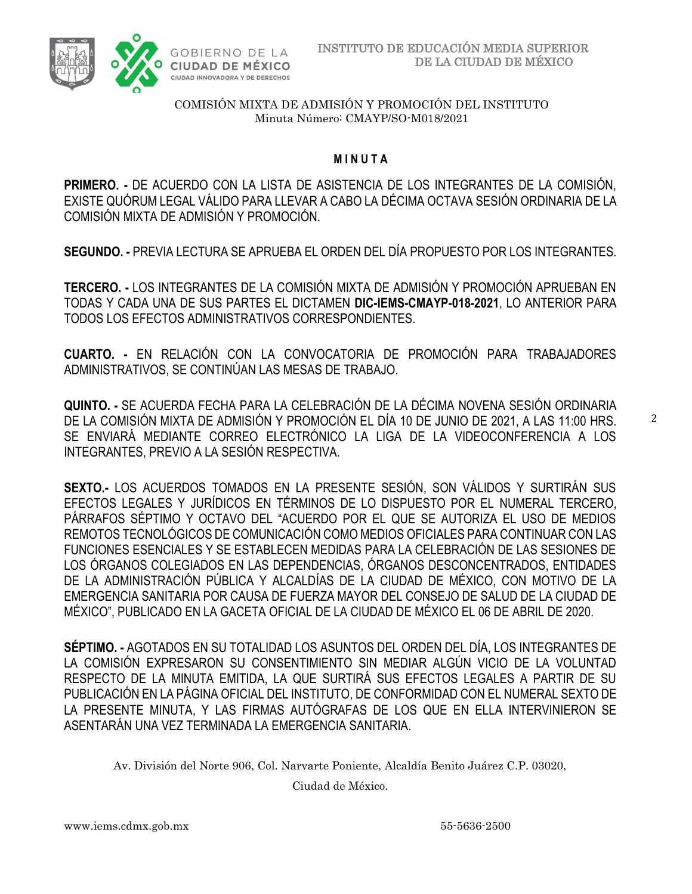COMISIÓN MIXTA DE ADMISIÓN Y PROMOCIÓN DEL INSTITUTO
Minuta Número: CMAYP/SO-M018/2021

# M I N U T A

**PRIMERO. -** DE ACUERDO CON LA LISTA DE ASISTENCIA DE LOS INTEGRANTES DE LA COMISIÓN, EXISTE QUÓRUM LEGAL VÁLIDO PARA LLEVAR A CABO LA DÉCIMA OCTAVA SESIÓN ORDINARIA DE LA COMISIÓN MIXTA DE ADMISIÓN Y PROMOCIÓN.

**SEGUNDO. -** PREVIA LECTURA SE APRUEBA EL ORDEN DEL DÍA PROPUESTO POR LOS INTEGRANTES.

**TERCERO. -** LOS INTEGRANTES DE LA COMISIÓN MIXTA DE ADMISIÓN Y PROMOCIÓN APRUEBAN EN TODAS Y CADA UNA DE SUS PARTES EL DICTAMEN **DIC-IEMS-CMAYP-018-2021**, LO ANTERIOR PARA TODOS LOS EFECTOS ADMINISTRATIVOS CORRESPONDIENTES.

**CUARTO. -** EN RELACIÓN CON LA CONVOCATORIA DE PROMOCIÓN PARA TRABAJADORES ADMINISTRATIVOS, SE CONTINÚAN LAS MESAS DE TRABAJO.

**QUINTO. -** SE ACUERDA FECHA PARA LA CELEBRACIÓN DE LA DÉCIMA NOVENA SESIÓN ORDINARIA DE LA COMISIÓN MIXTA DE ADMISIÓN Y PROMOCIÓN EL DÍA 10 DE JUNIO DE 2021, A LAS 11:00 HRS. SE ENVIARÁ MEDIANTE CORREO ELECTRÓNICO LA LIGA DE LA VIDEOCONFERENCIA A LOS INTEGRANTES, PREVIO A LA SESIÓN RESPECTIVA.

**SEXTO.-** LOS ACUERDOS TOMADOS EN LA PRESENTE SESIÓN, SON VÁLIDOS Y SURTIRÁN SUS EFECTOS LEGALES Y JURÍDICOS EN TÉRMINOS DE LO DISPUESTO POR EL NUMERAL TERCERO, PÁRRAFOS SÉPTIMO Y OCTAVO DEL "ACUERDO POR EL QUE SE AUTORIZA EL USO DE MEDIOS REMOTOS TECNOLÓGICOS DE COMUNICACIÓN COMO MEDIOS OFICIALES PARA CONTINUAR CON LAS FUNCIONES ESENCIALES Y SE ESTABLECEN MEDIDAS PARA LA CELEBRACIÓN DE LAS SESIONES DE LOS ÓRGANOS COLEGIADOS EN LAS DEPENDENCIAS, ÓRGANOS DESCONCENTRADOS, ENTIDADES DE LA ADMINISTRACIÓN PÚBLICA Y ALCALDÍAS DE LA CIUDAD DE MÉXICO, CON MOTIVO DE LA EMERGENCIA SANITARIA POR CAUSA DE FUERZA MAYOR DEL CONSEJO DE SALUD DE LA CIUDAD DE MÉXICO", PUBLICADO EN LA GACETA OFICIAL DE LA CIUDAD DE MÉXICO EL 06 DE ABRIL DE 2020.

**SÉPTIMO. -** AGOTADOS EN SU TOTALIDAD LOS ASUNTOS DEL ORDEN DEL DÍA, LOS INTEGRANTES DE LA COMISIÓN EXPRESARON SU CONSENTIMIENTO SIN MEDIAR ALGÚN VICIO DE LA VOLUNTAD RESPECTO DE LA MINUTA EMITIDA, LA QUE SURTIRÁ SUS EFECTOS LEGALES A PARTIR DE SU PUBLICACIÓN EN LA PÁGINA OFICIAL DEL INSTITUTO, DE CONFORMIDAD CON EL NUMERAL SEXTO DE LA PRESENTE MINUTA, Y LAS FIRMAS AUTÓGRAFAS DE LOS QUE EN ELLA INTERVINIERON SE ASENTARÁN UNA VEZ TERMINADA LA EMERGENCIA SANITARIA.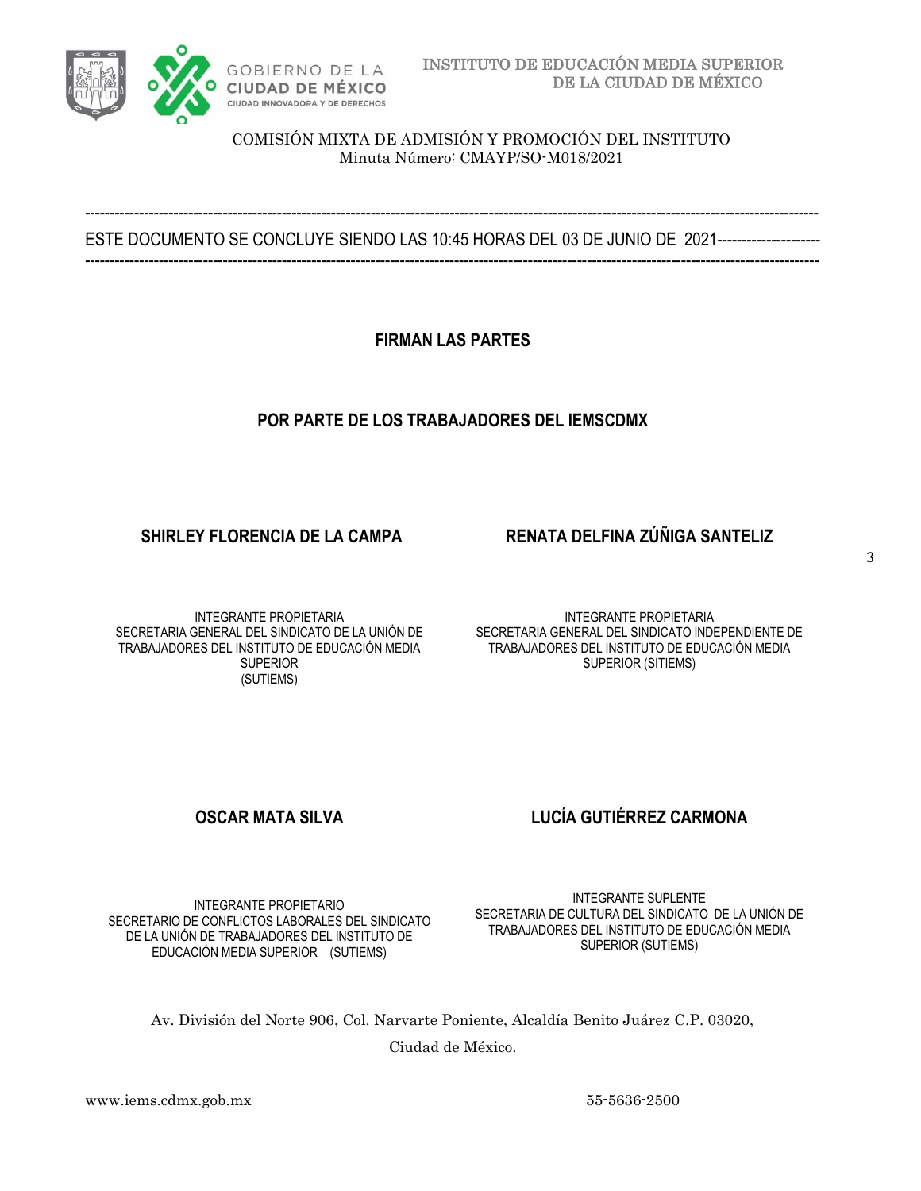COMISIÓN MIXTA DE ADMISIÓN Y PROMOCIÓN DEL INSTITUTO
Minuta Número: CMAYP/SO-M018/2021

---

ESTE DOCUMENTO SE CONCLUYE SIENDO LAS 10:45 HORAS DEL 03 DE JUNIO DE 2021--------------------

---

**FIRMAN LAS PARTES**

**POR PARTE DE LOS TRABAJADORES DEL IEMSCDMX**

**SHIRLEY FLORENCIA DE LA CAMPA**

INTEGRANTE PROPIETARIA
SECRETARIA GENERAL DEL SINDICATO DE LA UNIÓN DE TRABAJADORES DEL INSTITUTO DE EDUCACIÓN MEDIA SUPERIOR
(SUTIEMS)

**RENATA DELFINA ZÚÑIGA SANTELIZ**

INTEGRANTE PROPIETARIA
SECRETARIA GENERAL DEL SINDICATO INDEPENDIENTE DE TRABAJADORES DEL INSTITUTO DE EDUCACIÓN MEDIA SUPERIOR (SITIEMS)

**OSCAR MATA SILVA**

INTEGRANTE PROPIETARIO
SECRETARIO DE CONFLICTOS LABORALES DEL SINDICATO DE LA UNIÓN DE TRABAJADORES DEL INSTITUTO DE EDUCACIÓN MEDIA SUPERIOR (SUTIEMS)

**LUCÍA GUTIÉRREZ CARMONA**

INTEGRANTE SUPLENTE
SECRETARIA DE CULTURA DEL SINDICATO DE LA UNIÓN DE TRABAJADORES DEL INSTITUTO DE EDUCACIÓN MEDIA SUPERIOR (SUTIEMS)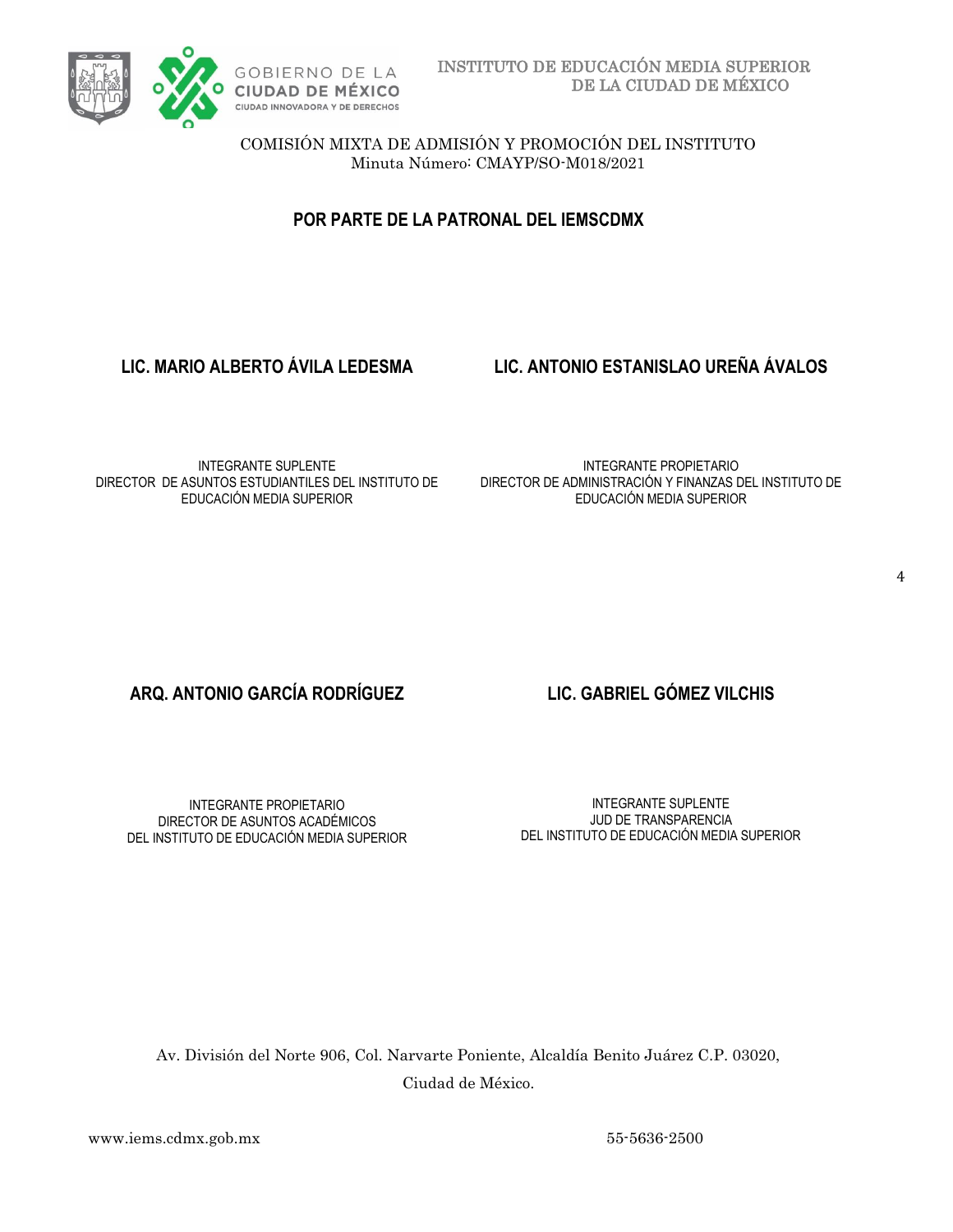COMISIÓN MIXTA DE ADMISIÓN Y PROMOCIÓN DEL INSTITUTO
Minuta Número: CMAYP/SO-M018/2021

## POR PARTE DE LA PATRONAL DEL IEMSCDMX

**LIC. MARIO ALBERTO ÁVILA LEDESMA**

INTEGRANTE SUPLENTE
DIRECTOR DE ASUNTOS ESTUDIANTILES DEL INSTITUTO DE EDUCACIÓN MEDIA SUPERIOR

**LIC. ANTONIO ESTANISLAO UREÑA ÁVALOS**

INTEGRANTE PROPIETARIO
DIRECTOR DE ADMINISTRACIÓN Y FINANZAS DEL INSTITUTO DE EDUCACIÓN MEDIA SUPERIOR

**ARQ. ANTONIO GARCÍA RODRÍGUEZ**

INTEGRANTE PROPIETARIO
DIRECTOR DE ASUNTOS ACADÉMICOS
DEL INSTITUTO DE EDUCACIÓN MEDIA SUPERIOR

**LIC. GABRIEL GÓMEZ VILCHIS**

INTEGRANTE SUPLENTE
JUD DE TRANSPARENCIA
DEL INSTITUTO DE EDUCACIÓN MEDIA SUPERIOR